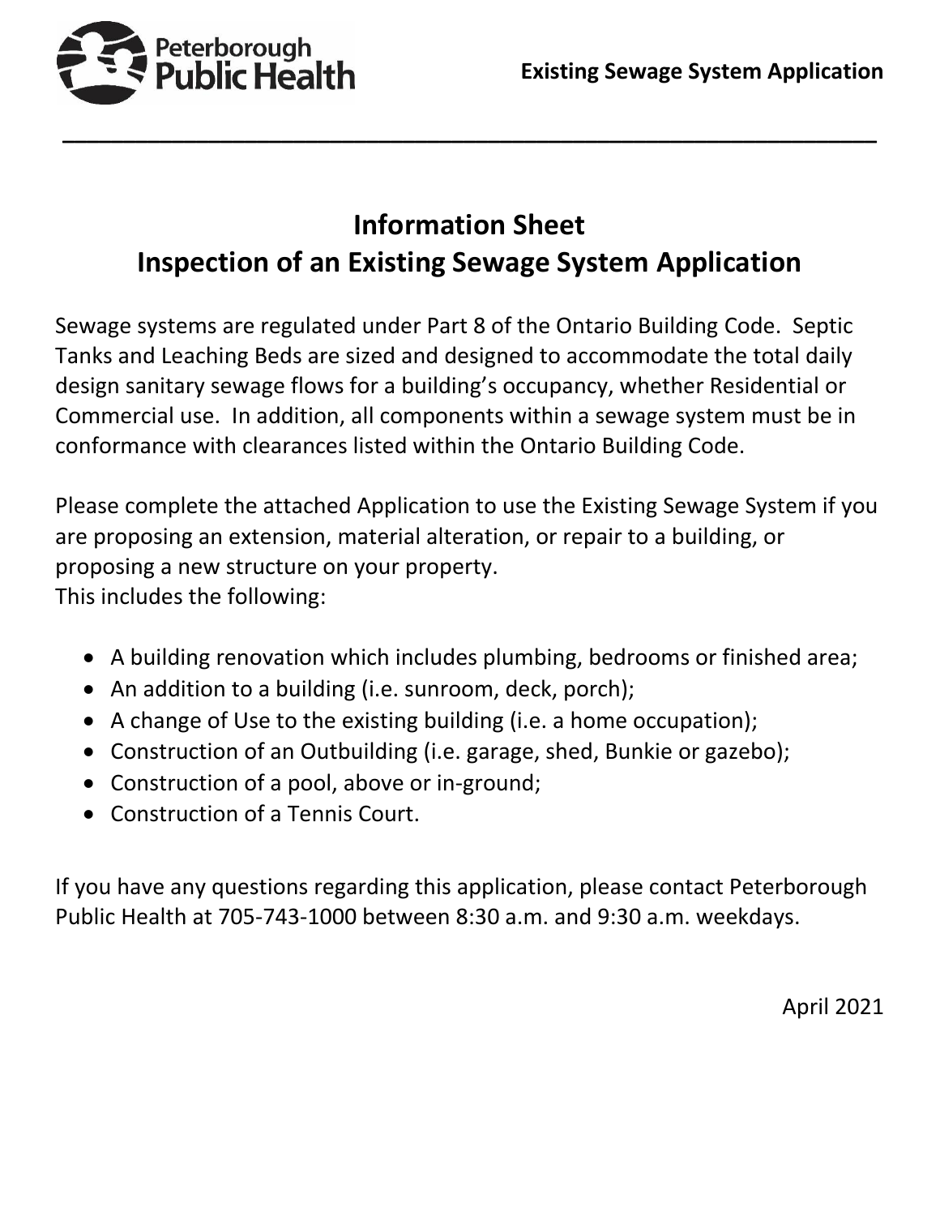# Information Sheet
# Inspection of an Existing Sewage System Application

Sewage systems are regulated under Part 8 of the Ontario Building Code. Septic Tanks and Leaching Beds are sized and designed to accommodate the total daily design sanitary sewage flows for a building's occupancy, whether Residential or Commercial use. In addition, all components within a sewage system must be in conformance with clearances listed within the Ontario Building Code.

Please complete the attached Application to use the Existing Sewage System if you are proposing an extension, material alteration, or repair to a building, or proposing a new structure on your property.
This includes the following:

- A building renovation which includes plumbing, bedrooms or finished area;
- An addition to a building (i.e. sunroom, deck, porch);
- A change of Use to the existing building (i.e. a home occupation);
- Construction of an Outbuilding (i.e. garage, shed, Bunkie or gazebo);
- Construction of a pool, above or in-ground;
- Construction of a Tennis Court.

If you have any questions regarding this application, please contact Peterborough Public Health at 705-743-1000 between 8:30 a.m. and 9:30 a.m. weekdays.

April 2021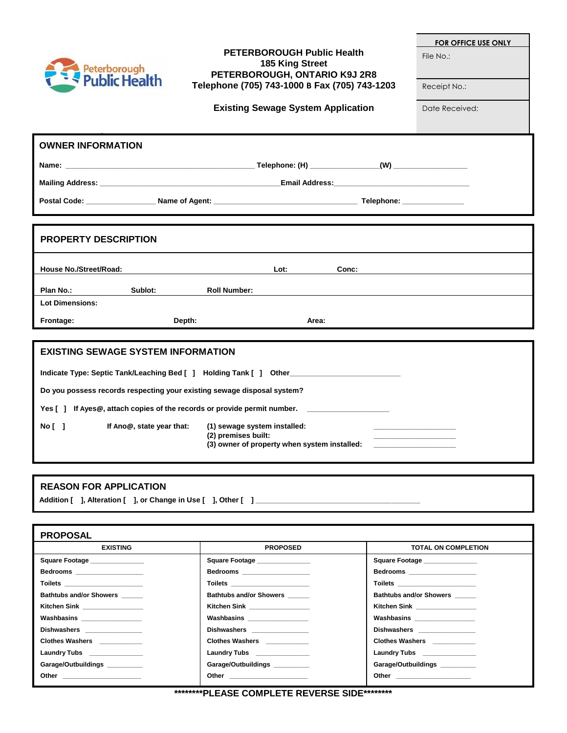**PETERBOROUGH Public Health**
**185 King Street**
**PETERBOROUGH, ONTARIO K9J 2R8**
**Telephone (705) 743-1000 B Fax (705) 743-1203**

**Existing Sewage System Application**

| FOR OFFICE USE ONLY |
|---|
| File No.: |
| Receipt No.: |
| Date Received: |

## OWNER INFORMATION

**Name:** ____________________________________________ **Telephone: (H)** _______________**(W)** _________________

**Mailing Address:** __________________________________________**Email Address:**______________________________

**Postal Code:** ________________ **Name of Agent:** _________________________________ **Telephone:** ______________

## PROPERTY DESCRIPTION

**House No./Street/Road:** **Lot:** **Conc:**

**Plan No.:** **Sublot:** **Roll Number:**

**Lot Dimensions:**

**Frontage:** **Depth:** **Area:**

## EXISTING SEWAGE SYSTEM INFORMATION

**Indicate Type: Septic Tank/Leaching Bed [ ] Holding Tank [ ] Other**__________________________

**Do you possess records respecting your existing sewage disposal system?**

**Yes [ ] If Ayes@, attach copies of the records or provide permit number.** ___________________

**No [ ] If Ano@, state year that:**
- **(1) sewage system installed:** ___________________
- **(2) premises built:** ___________________
- **(3) owner of property when system installed:** ___________________

## REASON FOR APPLICATION

**Addition [ ], Alteration [ ], or Change in Use [ ], Other [ ]** _______________________________________

## PROPOSAL

| EXISTING | PROPOSED | TOTAL ON COMPLETION |
|---|---|---|
| Square Footage _____________ | Square Footage _____________ | Square Footage ________________ |
| Bedrooms ________________ | Bedrooms ________________ | Bedrooms ________________ |
| Toilets ___________________ | Toilets ___________________ | Toilets ___________________ |
| Bathtubs and/or Showers _____ | Bathtubs and/or Showers _____ | Bathtubs and/or Showers _____ |
| Kitchen Sink _______________ | Kitchen Sink _______________ | Kitchen Sink _______________ |
| Washbasins _______________ | Washbasins _______________ | Washbasins _______________ |
| Dishwashers ______________ | Dishwashers ______________ | Dishwashers ______________ |
| Clothes Washers ___________ | Clothes Washers ___________ | Clothes Washers ___________ |
| Laundry Tubs _____________ | Laundry Tubs _____________ | Laundry Tubs _____________ |
| Garage/Outbuildings _________ | Garage/Outbuildings _________ | Garage/Outbuildings _________ |
| Other ____________________ | Other ____________________ | Other ___________________ |

**********PLEASE COMPLETE REVERSE SIDE**********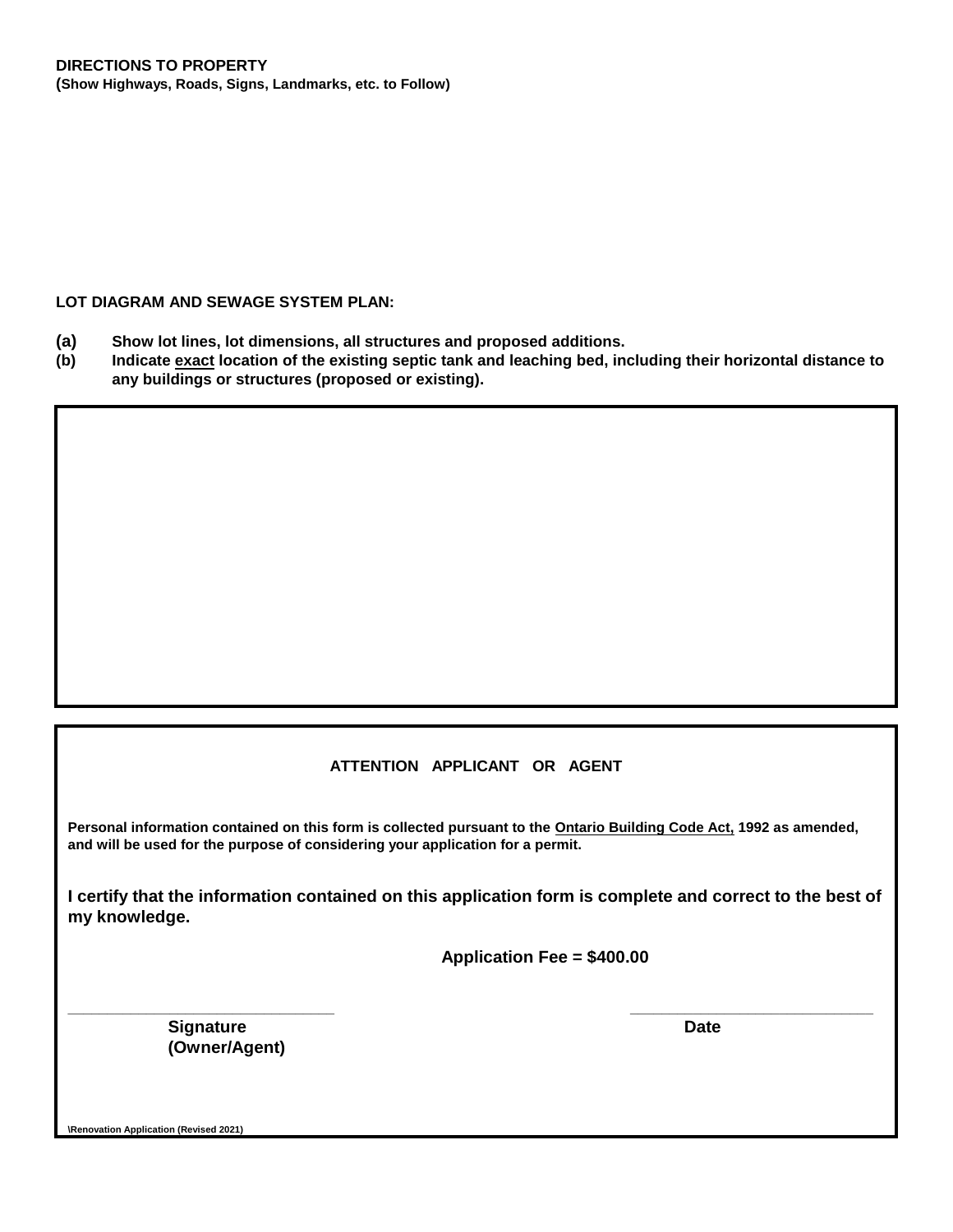**DIRECTIONS TO PROPERTY**
**(Show Highways, Roads, Signs, Landmarks, etc. to Follow)**

**LOT DIAGRAM AND SEWAGE SYSTEM PLAN:**

**(a)** **Show lot lines, lot dimensions, all structures and proposed additions.**
**(b)** **Indicate exact location of the existing septic tank and leaching bed, including their horizontal distance to any buildings or structures (proposed or existing).**

**ATTENTION APPLICANT OR AGENT**

**Personal information contained on this form is collected pursuant to the Ontario Building Code Act, 1992 as amended, and will be used for the purpose of considering your application for a permit.**

**I certify that the information contained on this application form is complete and correct to the best of my knowledge.**

**Application Fee = $400.00**

______________________________ ______________________________
**Signature (Owner/Agent)** **Date**

\Renovation Application (Revised 2021)